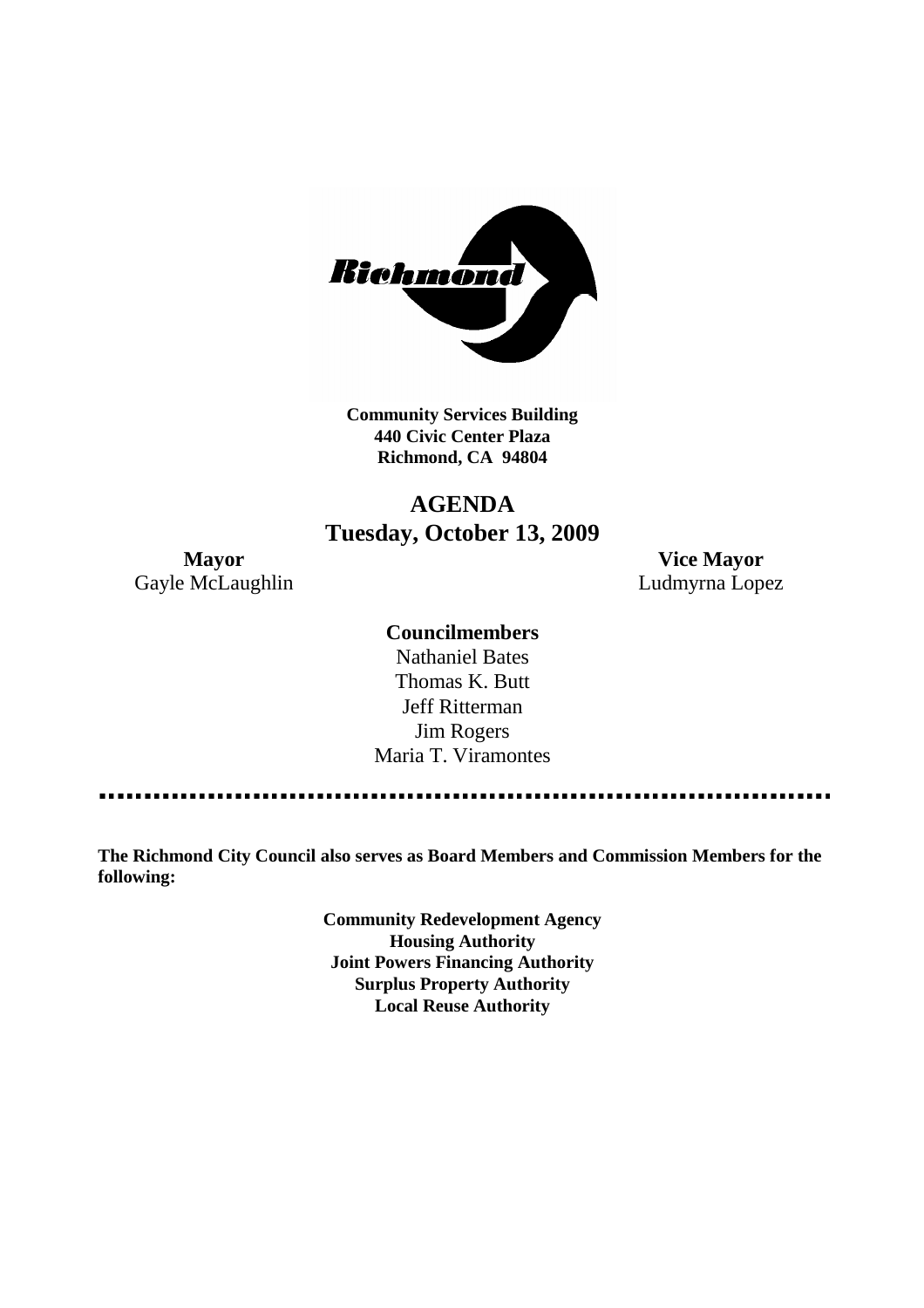**Community Services Building**
**440 Civic Center Plaza**
**Richmond, CA 94804**

# AGENDA
## Tuesday, October 13, 2009

**Mayor**
Gayle McLaughlin

**Vice Mayor**
Ludmyrna Lopez

**Councilmembers**
Nathaniel Bates
Thomas K. Butt
Jeff Ritterman
Jim Rogers
Maria T. Viramontes

**The Richmond City Council also serves as Board Members and Commission Members for the following:**

**Community Redevelopment Agency**
**Housing Authority**
**Joint Powers Financing Authority**
**Surplus Property Authority**
**Local Reuse Authority**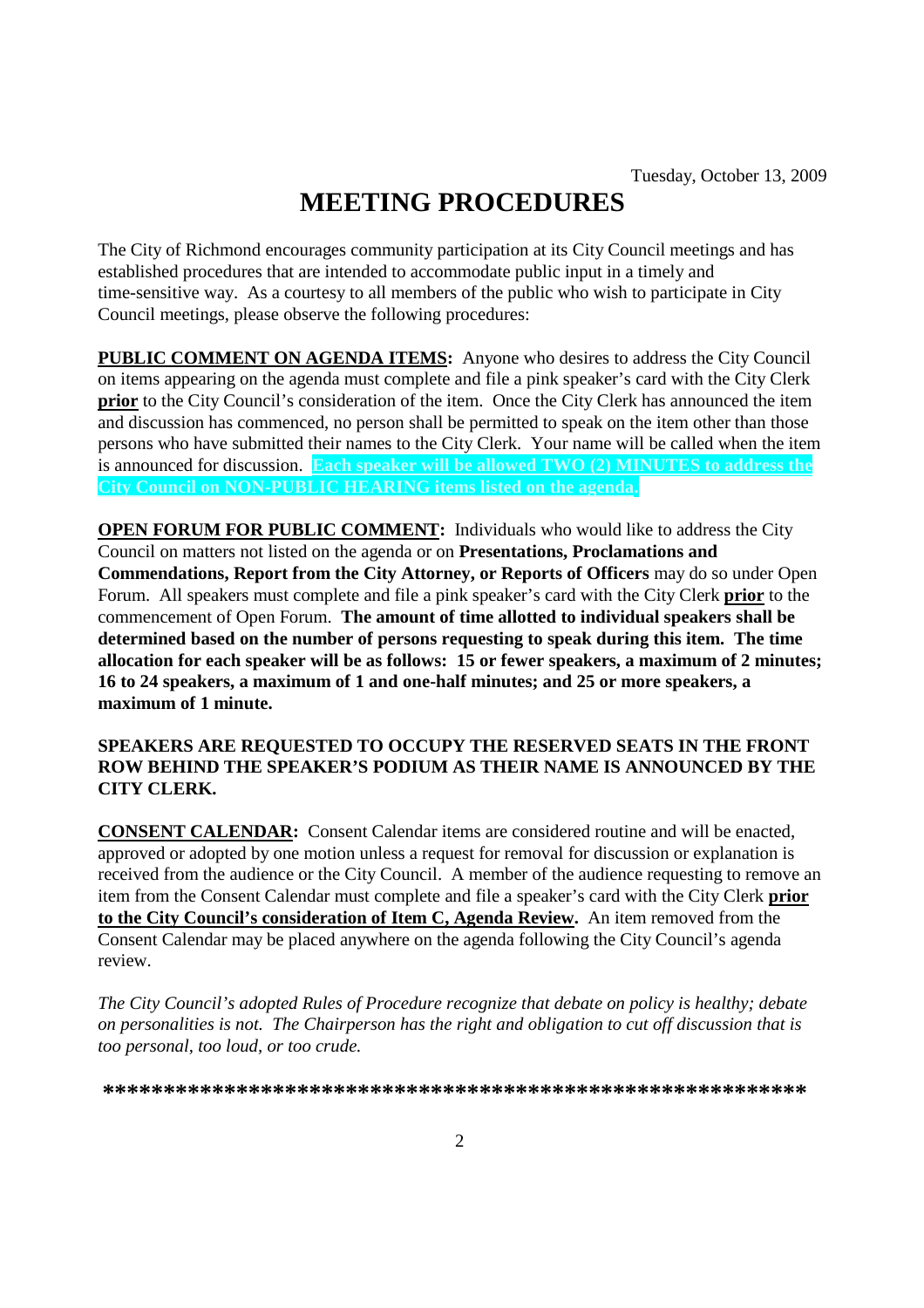Tuesday, October 13, 2009

# MEETING PROCEDURES

The City of Richmond encourages community participation at its City Council meetings and has established procedures that are intended to accommodate public input in a timely and time-sensitive way. As a courtesy to all members of the public who wish to participate in City Council meetings, please observe the following procedures:

**PUBLIC COMMENT ON AGENDA ITEMS:** Anyone who desires to address the City Council on items appearing on the agenda must complete and file a pink speaker's card with the City Clerk **prior** to the City Council's consideration of the item. Once the City Clerk has announced the item and discussion has commenced, no person shall be permitted to speak on the item other than those persons who have submitted their names to the City Clerk. Your name will be called when the item is announced for discussion. **Each speaker will be allowed TWO (2) MINUTES to address the City Council on NON-PUBLIC HEARING items listed on the agenda.**

**OPEN FORUM FOR PUBLIC COMMENT:** Individuals who would like to address the City Council on matters not listed on the agenda or on **Presentations, Proclamations and Commendations, Report from the City Attorney, or Reports of Officers** may do so under Open Forum. All speakers must complete and file a pink speaker's card with the City Clerk **prior** to the commencement of Open Forum. **The amount of time allotted to individual speakers shall be determined based on the number of persons requesting to speak during this item. The time allocation for each speaker will be as follows: 15 or fewer speakers, a maximum of 2 minutes; 16 to 24 speakers, a maximum of 1 and one-half minutes; and 25 or more speakers, a maximum of 1 minute.**

**SPEAKERS ARE REQUESTED TO OCCUPY THE RESERVED SEATS IN THE FRONT ROW BEHIND THE SPEAKER'S PODIUM AS THEIR NAME IS ANNOUNCED BY THE CITY CLERK.**

**CONSENT CALENDAR:** Consent Calendar items are considered routine and will be enacted, approved or adopted by one motion unless a request for removal for discussion or explanation is received from the audience or the City Council. A member of the audience requesting to remove an item from the Consent Calendar must complete and file a speaker's card with the City Clerk **prior to the City Council's consideration of Item C, Agenda Review.** An item removed from the Consent Calendar may be placed anywhere on the agenda following the City Council's agenda review.

*The City Council's adopted Rules of Procedure recognize that debate on policy is healthy; debate on personalities is not. The Chairperson has the right and obligation to cut off discussion that is too personal, too loud, or too crude.*

**************************************************************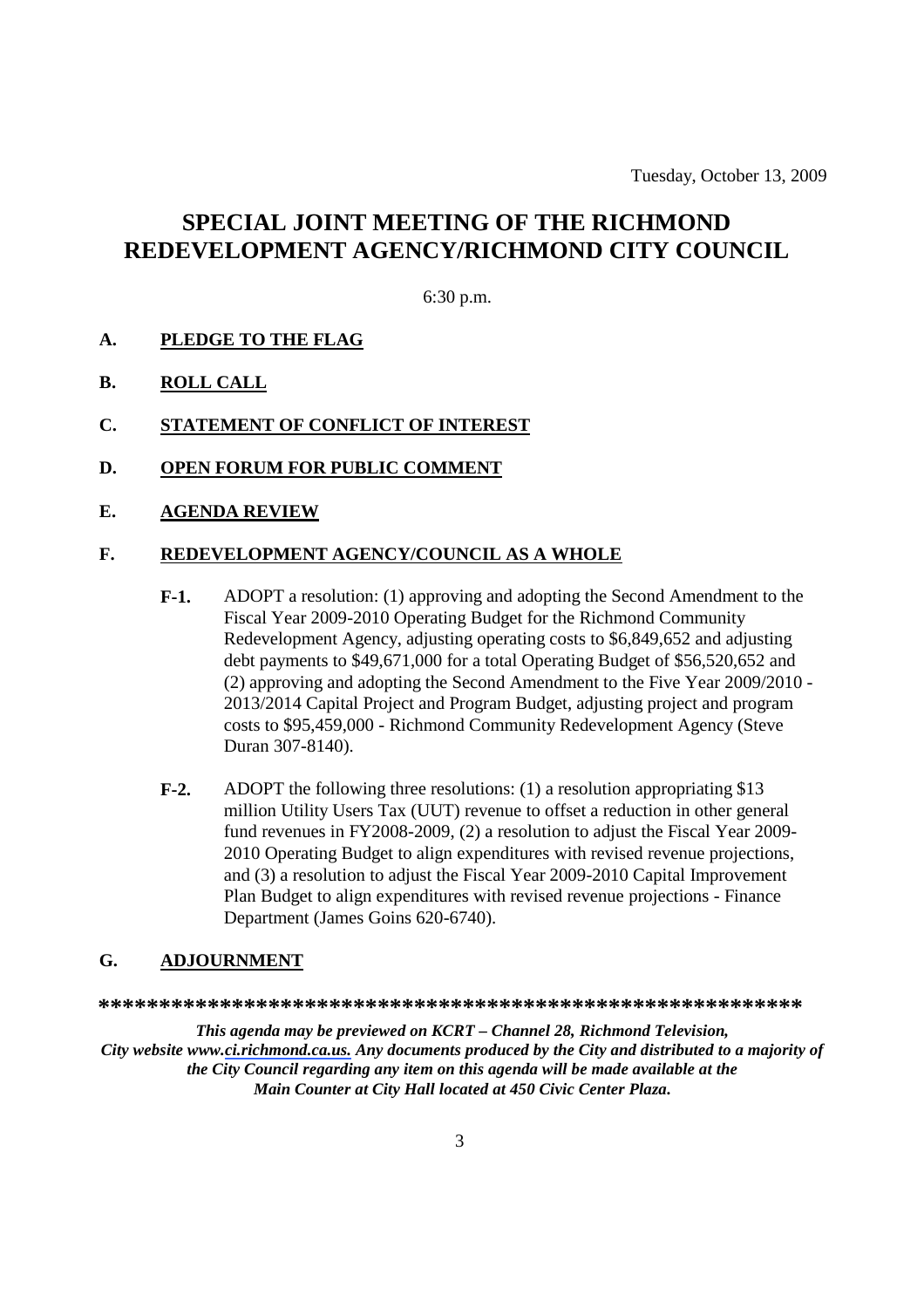Tuesday, October 13, 2009

# SPECIAL JOINT MEETING OF THE RICHMOND REDEVELOPMENT AGENCY/RICHMOND CITY COUNCIL

6:30 p.m.

**A. PLEDGE TO THE FLAG**

**B. ROLL CALL**

**C. STATEMENT OF CONFLICT OF INTEREST**

**D. OPEN FORUM FOR PUBLIC COMMENT**

**E. AGENDA REVIEW**

**F. REDEVELOPMENT AGENCY/COUNCIL AS A WHOLE**

**F-1.** ADOPT a resolution: (1) approving and adopting the Second Amendment to the Fiscal Year 2009-2010 Operating Budget for the Richmond Community Redevelopment Agency, adjusting operating costs to $6,849,652 and adjusting debt payments to $49,671,000 for a total Operating Budget of $56,520,652 and (2) approving and adopting the Second Amendment to the Five Year 2009/2010 - 2013/2014 Capital Project and Program Budget, adjusting project and program costs to $95,459,000 - Richmond Community Redevelopment Agency (Steve Duran 307-8140).

**F-2.** ADOPT the following three resolutions: (1) a resolution appropriating $13 million Utility Users Tax (UUT) revenue to offset a reduction in other general fund revenues in FY2008-2009, (2) a resolution to adjust the Fiscal Year 2009-2010 Operating Budget to align expenditures with revised revenue projections, and (3) a resolution to adjust the Fiscal Year 2009-2010 Capital Improvement Plan Budget to align expenditures with revised revenue projections - Finance Department (James Goins 620-6740).

**G. ADJOURNMENT**

**\*\*\*\*\*\*\*\*\*\*\*\*\*\*\*\*\*\*\*\*\*\*\*\*\*\*\*\*\*\*\*\*\*\*\*\*\*\*\*\*\*\*\*\*\*\*\*\*\*\*\*\*\*\*\*\*\*\*\*\***

***This agenda may be previewed on KCRT – Channel 28, Richmond Television, City website www.ci.richmond.ca.us. Any documents produced by the City and distributed to a majority of the City Council regarding any item on this agenda will be made available at the Main Counter at City Hall located at 450 Civic Center Plaza.***